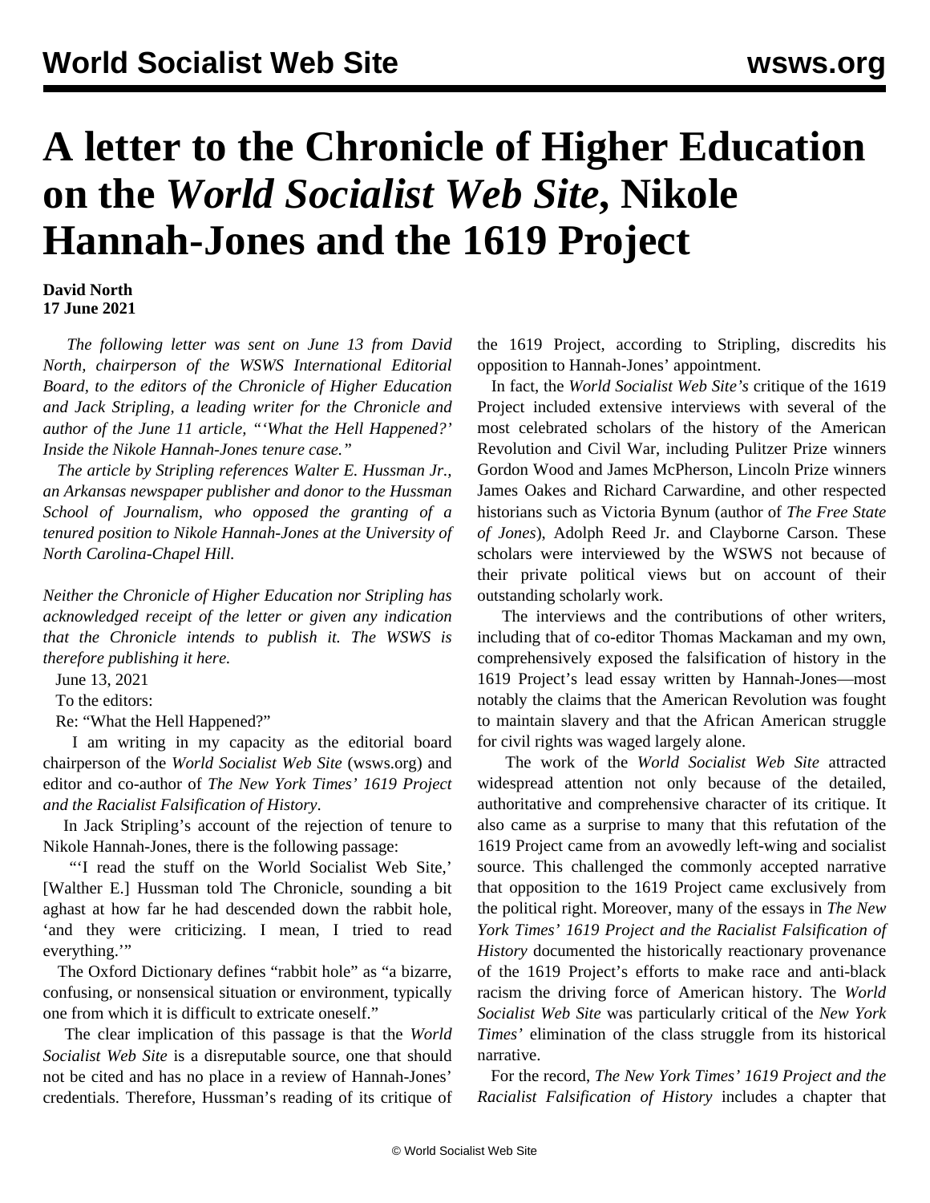# A letter to the Chronicle of Higher Education on the *World Socialist Web Site*, Nikole Hannah-Jones and the 1619 Project

**David North**
**17 June 2021**

*The following letter was sent on June 13 from David North, chairperson of the WSWS International Editorial Board, to the editors of the Chronicle of Higher Education and Jack Stripling, a leading writer for the Chronicle and author of the June 11 article, "'What the Hell Happened?' Inside the Nikole Hannah-Jones tenure case."*

*The article by Stripling references Walter E. Hussman Jr., an Arkansas newspaper publisher and donor to the Hussman School of Journalism, who opposed the granting of a tenured position to Nikole Hannah-Jones at the University of North Carolina-Chapel Hill.*

*Neither the Chronicle of Higher Education nor Stripling has acknowledged receipt of the letter or given any indication that the Chronicle intends to publish it. The WSWS is therefore publishing it here.*

June 13, 2021

To the editors:

Re: "What the Hell Happened?"

I am writing in my capacity as the editorial board chairperson of the *World Socialist Web Site* (wsws.org) and editor and co-author of *The New York Times' 1619 Project and the Racialist Falsification of History*.

In Jack Stripling's account of the rejection of tenure to Nikole Hannah-Jones, there is the following passage:

"'I read the stuff on the World Socialist Web Site,' [Walther E.] Hussman told The Chronicle, sounding a bit aghast at how far he had descended down the rabbit hole, 'and they were criticizing. I mean, I tried to read everything.'"

The Oxford Dictionary defines "rabbit hole" as "a bizarre, confusing, or nonsensical situation or environment, typically one from which it is difficult to extricate oneself."

The clear implication of this passage is that the *World Socialist Web Site* is a disreputable source, one that should not be cited and has no place in a review of Hannah-Jones' credentials. Therefore, Hussman's reading of its critique of the 1619 Project, according to Stripling, discredits his opposition to Hannah-Jones' appointment.

In fact, the *World Socialist Web Site's* critique of the 1619 Project included extensive interviews with several of the most celebrated scholars of the history of the American Revolution and Civil War, including Pulitzer Prize winners Gordon Wood and James McPherson, Lincoln Prize winners James Oakes and Richard Carwardine, and other respected historians such as Victoria Bynum (author of *The Free State of Jones*), Adolph Reed Jr. and Clayborne Carson. These scholars were interviewed by the WSWS not because of their private political views but on account of their outstanding scholarly work.

The interviews and the contributions of other writers, including that of co-editor Thomas Mackaman and my own, comprehensively exposed the falsification of history in the 1619 Project's lead essay written by Hannah-Jones—most notably the claims that the American Revolution was fought to maintain slavery and that the African American struggle for civil rights was waged largely alone.

The work of the *World Socialist Web Site* attracted widespread attention not only because of the detailed, authoritative and comprehensive character of its critique. It also came as a surprise to many that this refutation of the 1619 Project came from an avowedly left-wing and socialist source. This challenged the commonly accepted narrative that opposition to the 1619 Project came exclusively from the political right. Moreover, many of the essays in *The New York Times' 1619 Project and the Racialist Falsification of History* documented the historically reactionary provenance of the 1619 Project's efforts to make race and anti-black racism the driving force of American history. The *World Socialist Web Site* was particularly critical of the *New York Times'* elimination of the class struggle from its historical narrative.

For the record, *The New York Times' 1619 Project and the Racialist Falsification of History* includes a chapter that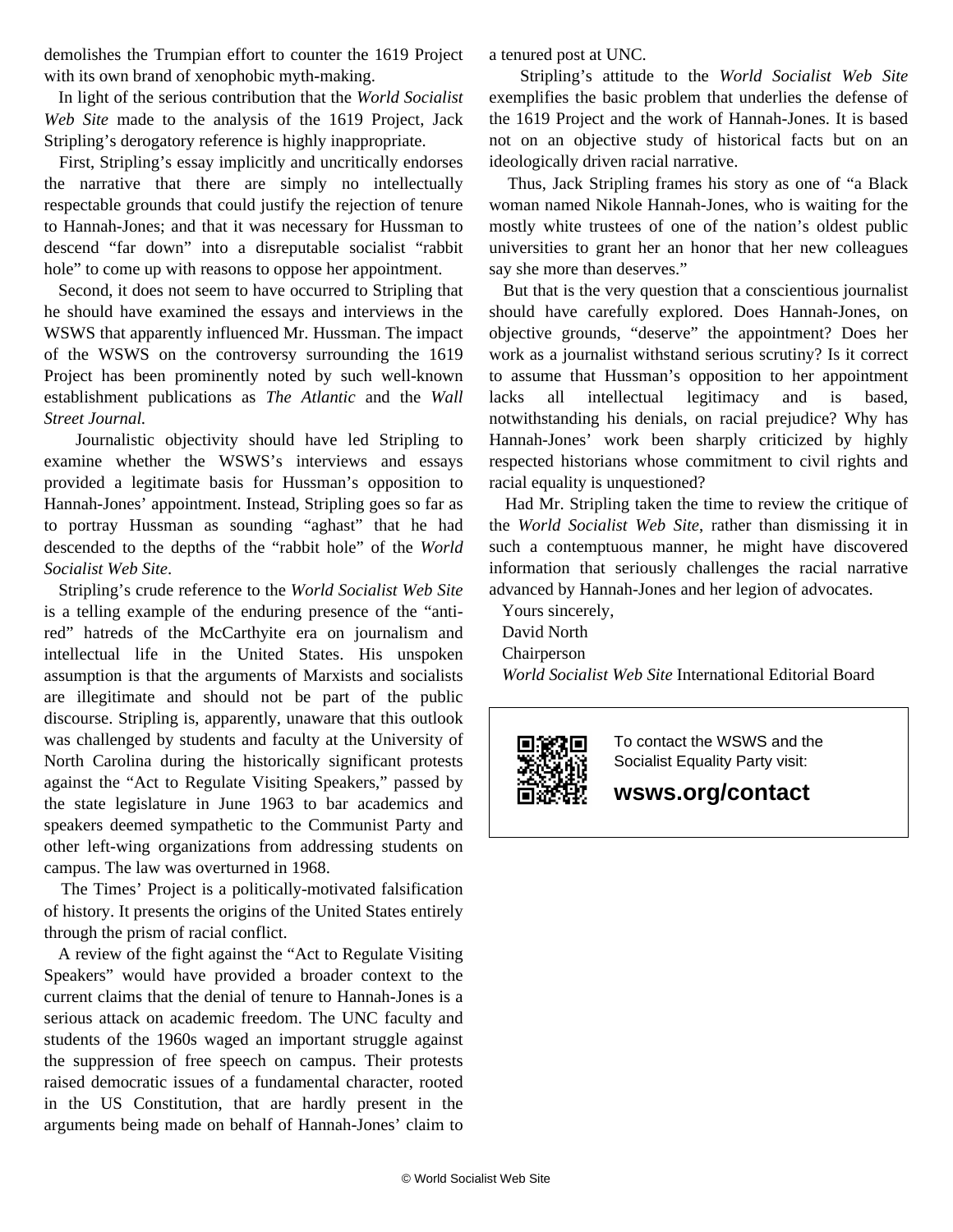demolishes the Trumpian effort to counter the 1619 Project with its own brand of xenophobic myth-making.

In light of the serious contribution that the *World Socialist Web Site* made to the analysis of the 1619 Project, Jack Stripling's derogatory reference is highly inappropriate.

First, Stripling's essay implicitly and uncritically endorses the narrative that there are simply no intellectually respectable grounds that could justify the rejection of tenure to Hannah-Jones; and that it was necessary for Hussman to descend "far down" into a disreputable socialist "rabbit hole" to come up with reasons to oppose her appointment.

Second, it does not seem to have occurred to Stripling that he should have examined the essays and interviews in the WSWS that apparently influenced Mr. Hussman. The impact of the WSWS on the controversy surrounding the 1619 Project has been prominently noted by such well-known establishment publications as *The Atlantic* and the *Wall Street Journal.*

Journalistic objectivity should have led Stripling to examine whether the WSWS's interviews and essays provided a legitimate basis for Hussman's opposition to Hannah-Jones' appointment. Instead, Stripling goes so far as to portray Hussman as sounding "aghast" that he had descended to the depths of the "rabbit hole" of the *World Socialist Web Site*.

Stripling's crude reference to the *World Socialist Web Site* is a telling example of the enduring presence of the "anti-red" hatreds of the McCarthyite era on journalism and intellectual life in the United States. His unspoken assumption is that the arguments of Marxists and socialists are illegitimate and should not be part of the public discourse. Stripling is, apparently, unaware that this outlook was challenged by students and faculty at the University of North Carolina during the historically significant protests against the "Act to Regulate Visiting Speakers," passed by the state legislature in June 1963 to bar academics and speakers deemed sympathetic to the Communist Party and other left-wing organizations from addressing students on campus. The law was overturned in 1968.

The Times' Project is a politically-motivated falsification of history. It presents the origins of the United States entirely through the prism of racial conflict.

A review of the fight against the "Act to Regulate Visiting Speakers" would have provided a broader context to the current claims that the denial of tenure to Hannah-Jones is a serious attack on academic freedom. The UNC faculty and students of the 1960s waged an important struggle against the suppression of free speech on campus. Their protests raised democratic issues of a fundamental character, rooted in the US Constitution, that are hardly present in the arguments being made on behalf of Hannah-Jones' claim to a tenured post at UNC.

Stripling's attitude to the *World Socialist Web Site* exemplifies the basic problem that underlies the defense of the 1619 Project and the work of Hannah-Jones. It is based not on an objective study of historical facts but on an ideologically driven racial narrative.

Thus, Jack Stripling frames his story as one of "a Black woman named Nikole Hannah-Jones, who is waiting for the mostly white trustees of one of the nation's oldest public universities to grant her an honor that her new colleagues say she more than deserves."

But that is the very question that a conscientious journalist should have carefully explored. Does Hannah-Jones, on objective grounds, "deserve" the appointment? Does her work as a journalist withstand serious scrutiny? Is it correct to assume that Hussman's opposition to her appointment lacks all intellectual legitimacy and is based, notwithstanding his denials, on racial prejudice? Why has Hannah-Jones' work been sharply criticized by highly respected historians whose commitment to civil rights and racial equality is unquestioned?

Had Mr. Stripling taken the time to review the critique of the *World Socialist Web Site*, rather than dismissing it in such a contemptuous manner, he might have discovered information that seriously challenges the racial narrative advanced by Hannah-Jones and her legion of advocates.

Yours sincerely,
David North
Chairperson
*World Socialist Web Site* International Editorial Board

To contact the WSWS and the Socialist Equality Party visit:

**wsws.org/contact**